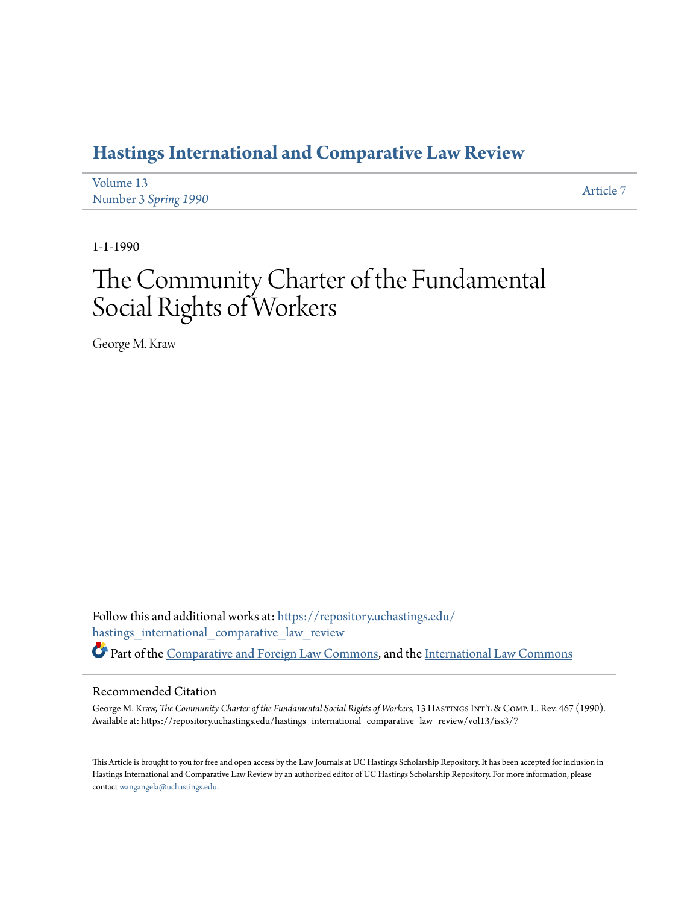# Hastings International and Comparative Law Review

Volume 13
Number 3 *Spring 1990*

Article 7

1-1-1990

# The Community Charter of the Fundamental Social Rights of Workers

George M. Kraw

Follow this and additional works at: https://repository.uchastings.edu/hastings_international_comparative_law_review

Part of the Comparative and Foreign Law Commons, and the International Law Commons

## Recommended Citation

George M. Kraw, *The Community Charter of the Fundamental Social Rights of Workers*, 13 Hastings Int'l & Comp. L. Rev. 467 (1990).
Available at: https://repository.uchastings.edu/hastings_international_comparative_law_review/vol13/iss3/7

This Article is brought to you for free and open access by the Law Journals at UC Hastings Scholarship Repository. It has been accepted for inclusion in Hastings International and Comparative Law Review by an authorized editor of UC Hastings Scholarship Repository. For more information, please contact wangangela@uchastings.edu.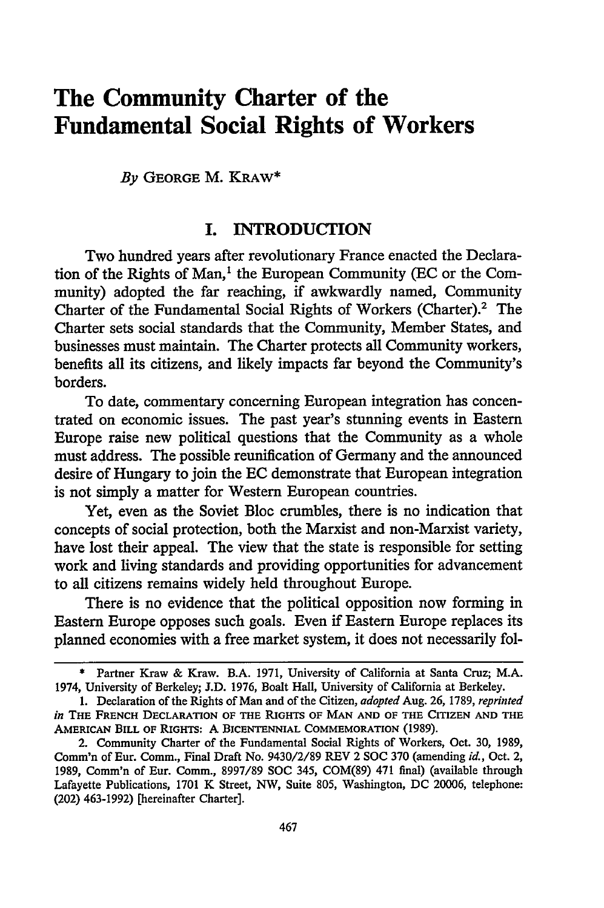# The Community Charter of the Fundamental Social Rights of Workers

*By* GEORGE M. KRAW*

## I. INTRODUCTION

Two hundred years after revolutionary France enacted the Declaration of the Rights of Man,[1] the European Community (EC or the Community) adopted the far reaching, if awkwardly named, Community Charter of the Fundamental Social Rights of Workers (Charter).[2] The Charter sets social standards that the Community, Member States, and businesses must maintain. The Charter protects all Community workers, benefits all its citizens, and likely impacts far beyond the Community's borders.

To date, commentary concerning European integration has concentrated on economic issues. The past year's stunning events in Eastern Europe raise new political questions that the Community as a whole must address. The possible reunification of Germany and the announced desire of Hungary to join the EC demonstrate that European integration is not simply a matter for Western European countries.

Yet, even as the Soviet Bloc crumbles, there is no indication that concepts of social protection, both the Marxist and non-Marxist variety, have lost their appeal. The view that the state is responsible for setting work and living standards and providing opportunities for advancement to all citizens remains widely held throughout Europe.

There is no evidence that the political opposition now forming in Eastern Europe opposes such goals. Even if Eastern Europe replaces its planned economies with a free market system, it does not necessarily fol-

---

\* Partner Kraw & Kraw. B.A. 1971, University of California at Santa Cruz; M.A. 1974, University of Berkeley; J.D. 1976, Boalt Hall, University of California at Berkeley.

1. Declaration of the Rights of Man and of the Citizen, *adopted* Aug. 26, 1789, *reprinted in* THE FRENCH DECLARATION OF THE RIGHTS OF MAN AND OF THE CITIZEN AND THE AMERICAN BILL OF RIGHTS: A BICENTENNIAL COMMEMORATION (1989).

2. Community Charter of the Fundamental Social Rights of Workers, Oct. 30, 1989, Comm'n of Eur. Comm., Final Draft No. 9430/2/89 REV 2 SOC 370 (amending *id.*, Oct. 2, 1989, Comm'n of Eur. Comm., 8997/89 SOC 345, COM(89) 471 final) (available through Lafayette Publications, 1701 K Street, NW, Suite 805, Washington, DC 20006, telephone: (202) 463-1992) [hereinafter Charter].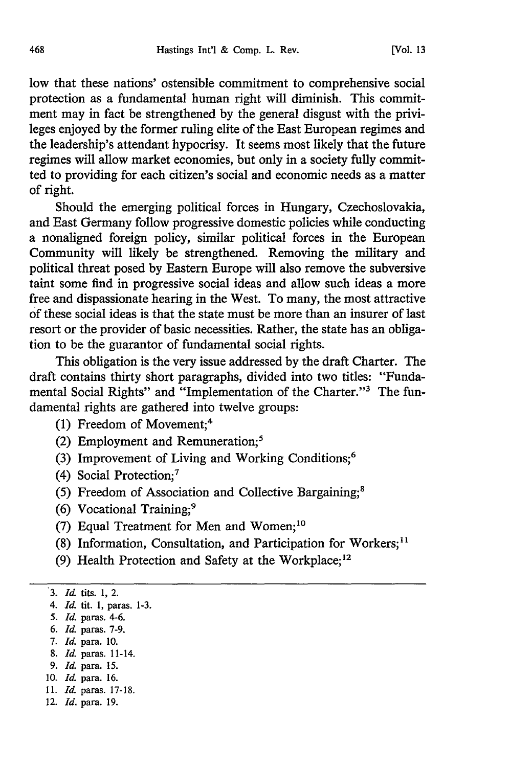low that these nations' ostensible commitment to comprehensive social protection as a fundamental human right will diminish. This commitment may in fact be strengthened by the general disgust with the privileges enjoyed by the former ruling elite of the East European regimes and the leadership's attendant hypocrisy. It seems most likely that the future regimes will allow market economies, but only in a society fully committed to providing for each citizen's social and economic needs as a matter of right.

Should the emerging political forces in Hungary, Czechoslovakia, and East Germany follow progressive domestic policies while conducting a nonaligned foreign policy, similar political forces in the European Community will likely be strengthened. Removing the military and political threat posed by Eastern Europe will also remove the subversive taint some find in progressive social ideas and allow such ideas a more free and dispassionate hearing in the West. To many, the most attractive of these social ideas is that the state must be more than an insurer of last resort or the provider of basic necessities. Rather, the state has an obligation to be the guarantor of fundamental social rights.

This obligation is the very issue addressed by the draft Charter. The draft contains thirty short paragraphs, divided into two titles: "Fundamental Social Rights" and "Implementation of the Charter."[3] The fundamental rights are gathered into twelve groups:

(1) Freedom of Movement;[4]

(2) Employment and Remuneration;[5]

(3) Improvement of Living and Working Conditions;[6]

(4) Social Protection;[7]

(5) Freedom of Association and Collective Bargaining;[8]

(6) Vocational Training;[9]

(7) Equal Treatment for Men and Women;[10]

(8) Information, Consultation, and Participation for Workers;[11]

(9) Health Protection and Safety at the Workplace;[12]

---

3. *Id.* tits. 1, 2.
4. *Id.* tit. 1, paras. 1-3.
5. *Id.* paras. 4-6.
6. *Id.* paras. 7-9.
7. *Id.* para. 10.
8. *Id.* paras. 11-14.
9. *Id.* para. 15.
10. *Id.* para. 16.
11. *Id.* paras. 17-18.
12. *Id.* para. 19.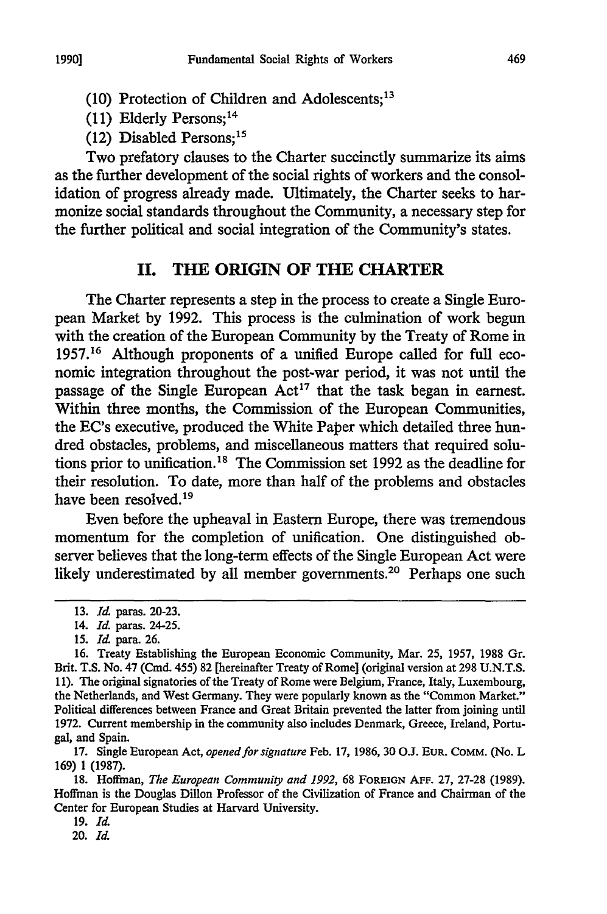(10) Protection of Children and Adolescents;[13]

(11) Elderly Persons;[14]

(12) Disabled Persons;[15]

Two prefatory clauses to the Charter succinctly summarize its aims as the further development of the social rights of workers and the consolidation of progress already made. Ultimately, the Charter seeks to harmonize social standards throughout the Community, a necessary step for the further political and social integration of the Community's states.

## II. THE ORIGIN OF THE CHARTER

The Charter represents a step in the process to create a Single European Market by 1992. This process is the culmination of work begun with the creation of the European Community by the Treaty of Rome in 1957.[16] Although proponents of a unified Europe called for full economic integration throughout the post-war period, it was not until the passage of the Single European Act[17] that the task began in earnest. Within three months, the Commission of the European Communities, the EC's executive, produced the White Paper which detailed three hundred obstacles, problems, and miscellaneous matters that required solutions prior to unification.[18] The Commission set 1992 as the deadline for their resolution. To date, more than half of the problems and obstacles have been resolved.[19]

Even before the upheaval in Eastern Europe, there was tremendous momentum for the completion of unification. One distinguished observer believes that the long-term effects of the Single European Act were likely underestimated by all member governments.[20] Perhaps one such

---

13. *Id.* paras. 20-23.

14. *Id.* paras. 24-25.

15. *Id.* para. 26.

16. Treaty Establishing the European Economic Community, Mar. 25, 1957, 1988 Gr. Brit. T.S. No. 47 (Cmd. 455) 82 [hereinafter Treaty of Rome] (original version at 298 U.N.T.S. 11). The original signatories of the Treaty of Rome were Belgium, France, Italy, Luxembourg, the Netherlands, and West Germany. They were popularly known as the "Common Market." Political differences between France and Great Britain prevented the latter from joining until 1972. Current membership in the community also includes Denmark, Greece, Ireland, Portugal, and Spain.

17. Single European Act, *opened for signature* Feb. 17, 1986, 30 O.J. EUR. COMM. (No. L 169) 1 (1987).

18. Hoffman, *The European Community and 1992*, 68 FOREIGN AFF. 27, 27-28 (1989). Hoffman is the Douglas Dillon Professor of the Civilization of France and Chairman of the Center for European Studies at Harvard University.

19. *Id.*

20. *Id.*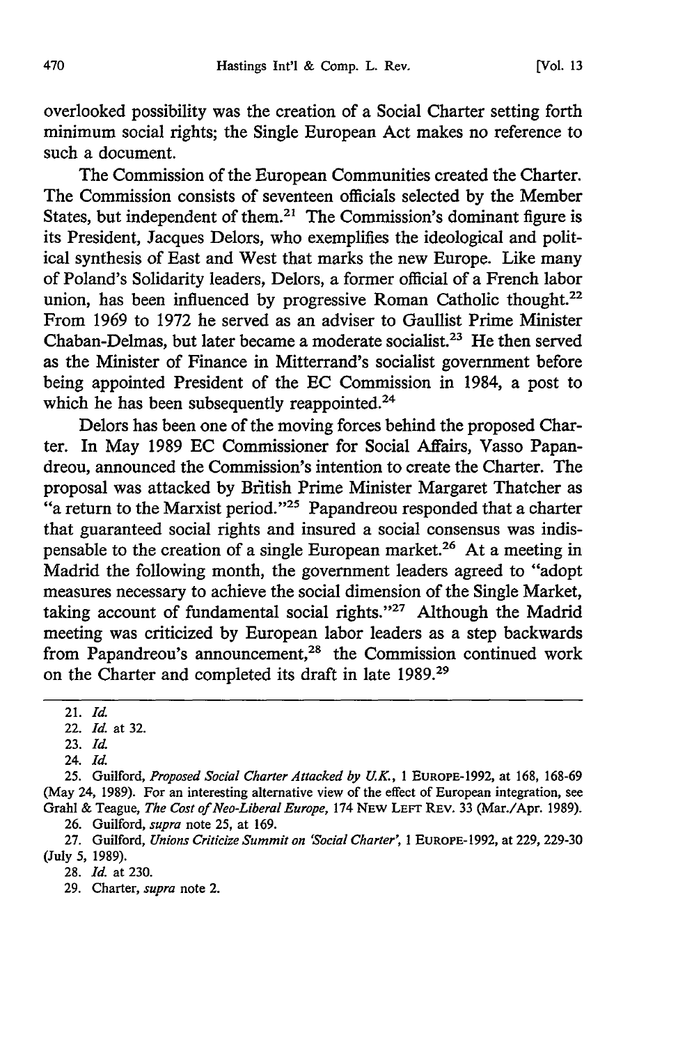overlooked possibility was the creation of a Social Charter setting forth minimum social rights; the Single European Act makes no reference to such a document.

The Commission of the European Communities created the Charter. The Commission consists of seventeen officials selected by the Member States, but independent of them.[21] The Commission's dominant figure is its President, Jacques Delors, who exemplifies the ideological and political synthesis of East and West that marks the new Europe. Like many of Poland's Solidarity leaders, Delors, a former official of a French labor union, has been influenced by progressive Roman Catholic thought.[22] From 1969 to 1972 he served as an adviser to Gaullist Prime Minister Chaban-Delmas, but later became a moderate socialist.[23] He then served as the Minister of Finance in Mitterrand's socialist government before being appointed President of the EC Commission in 1984, a post to which he has been subsequently reappointed.[24]

Delors has been one of the moving forces behind the proposed Charter. In May 1989 EC Commissioner for Social Affairs, Vasso Papandreou, announced the Commission's intention to create the Charter. The proposal was attacked by British Prime Minister Margaret Thatcher as "a return to the Marxist period."[25] Papandreou responded that a charter that guaranteed social rights and insured a social consensus was indispensable to the creation of a single European market.[26] At a meeting in Madrid the following month, the government leaders agreed to "adopt measures necessary to achieve the social dimension of the Single Market, taking account of fundamental social rights."[27] Although the Madrid meeting was criticized by European labor leaders as a step backwards from Papandreou's announcement,[28] the Commission continued work on the Charter and completed its draft in late 1989.[29]

---

21. *Id.*

22. *Id.* at 32.

23. *Id.*

24. *Id.*

25. Guilford, *Proposed Social Charter Attacked by U.K.*, 1 EUROPE-1992, at 168, 168-69 (May 24, 1989). For an interesting alternative view of the effect of European integration, see Grahl & Teague, *The Cost of Neo-Liberal Europe*, 174 NEW LEFT REV. 33 (Mar./Apr. 1989).

26. Guilford, *supra* note 25, at 169.

27. Guilford, *Unions Criticize Summit on 'Social Charter'*, 1 EUROPE-1992, at 229, 229-30 (July 5, 1989).

28. *Id.* at 230.

29. Charter, *supra* note 2.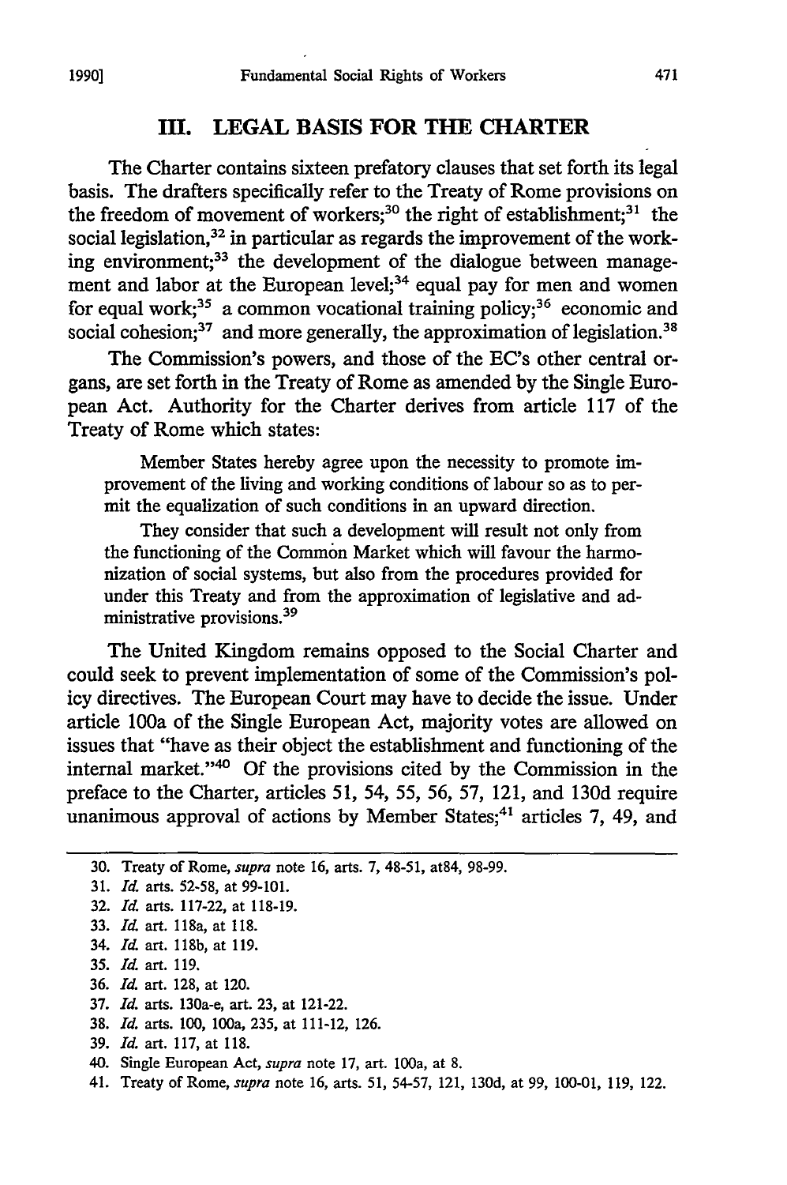## III. LEGAL BASIS FOR THE CHARTER

The Charter contains sixteen prefatory clauses that set forth its legal basis. The drafters specifically refer to the Treaty of Rome provisions on the freedom of movement of workers;[30] the right of establishment;[31] the social legislation,[32] in particular as regards the improvement of the working environment;[33] the development of the dialogue between management and labor at the European level;[34] equal pay for men and women for equal work;[35] a common vocational training policy;[36] economic and social cohesion;[37] and more generally, the approximation of legislation.[38]

The Commission's powers, and those of the EC's other central organs, are set forth in the Treaty of Rome as amended by the Single European Act. Authority for the Charter derives from article 117 of the Treaty of Rome which states:

> Member States hereby agree upon the necessity to promote improvement of the living and working conditions of labour so as to permit the equalization of such conditions in an upward direction.
>
> They consider that such a development will result not only from the functioning of the Common Market which will favour the harmonization of social systems, but also from the procedures provided for under this Treaty and from the approximation of legislative and administrative provisions.[39]

The United Kingdom remains opposed to the Social Charter and could seek to prevent implementation of some of the Commission's policy directives. The European Court may have to decide the issue. Under article 100a of the Single European Act, majority votes are allowed on issues that "have as their object the establishment and functioning of the internal market."[40] Of the provisions cited by the Commission in the preface to the Charter, articles 51, 54, 55, 56, 57, 121, and 130d require unanimous approval of actions by Member States;[41] articles 7, 49, and

---

30. Treaty of Rome, *supra* note 16, arts. 7, 48-51, at84, 98-99.
31. *Id.* arts. 52-58, at 99-101.
32. *Id.* arts. 117-22, at 118-19.
33. *Id.* art. 118a, at 118.
34. *Id.* art. 118b, at 119.
35. *Id.* art. 119.
36. *Id.* art. 128, at 120.
37. *Id.* arts. 130a-e, art. 23, at 121-22.
38. *Id.* arts. 100, 100a, 235, at 111-12, 126.
39. *Id.* art. 117, at 118.
40. Single European Act, *supra* note 17, art. 100a, at 8.
41. Treaty of Rome, *supra* note 16, arts. 51, 54-57, 121, 130d, at 99, 100-01, 119, 122.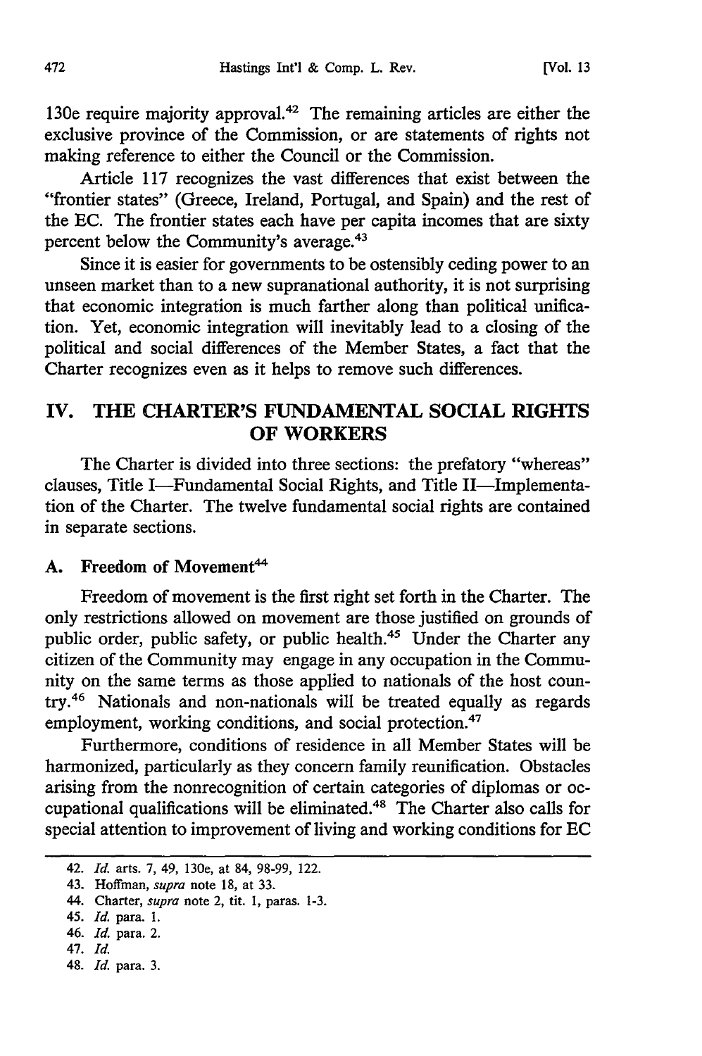130e require majority approval.[42] The remaining articles are either the exclusive province of the Commission, or are statements of rights not making reference to either the Council or the Commission.

Article 117 recognizes the vast differences that exist between the "frontier states" (Greece, Ireland, Portugal, and Spain) and the rest of the EC. The frontier states each have per capita incomes that are sixty percent below the Community's average.[43]

Since it is easier for governments to be ostensibly ceding power to an unseen market than to a new supranational authority, it is not surprising that economic integration is much farther along than political unification. Yet, economic integration will inevitably lead to a closing of the political and social differences of the Member States, a fact that the Charter recognizes even as it helps to remove such differences.

## IV. THE CHARTER'S FUNDAMENTAL SOCIAL RIGHTS OF WORKERS

The Charter is divided into three sections: the prefatory "whereas" clauses, Title I—Fundamental Social Rights, and Title II—Implementation of the Charter. The twelve fundamental social rights are contained in separate sections.

### A. Freedom of Movement[44]

Freedom of movement is the first right set forth in the Charter. The only restrictions allowed on movement are those justified on grounds of public order, public safety, or public health.[45] Under the Charter any citizen of the Community may engage in any occupation in the Community on the same terms as those applied to nationals of the host country.[46] Nationals and non-nationals will be treated equally as regards employment, working conditions, and social protection.[47]

Furthermore, conditions of residence in all Member States will be harmonized, particularly as they concern family reunification. Obstacles arising from the nonrecognition of certain categories of diplomas or occupational qualifications will be eliminated.[48] The Charter also calls for special attention to improvement of living and working conditions for EC

---

42. *Id.* arts. 7, 49, 130e, at 84, 98-99, 122.

43. Hoffman, *supra* note 18, at 33.

44. Charter, *supra* note 2, tit. 1, paras. 1-3.

45. *Id.* para. 1.

46. *Id.* para. 2.

47. *Id.*

48. *Id.* para. 3.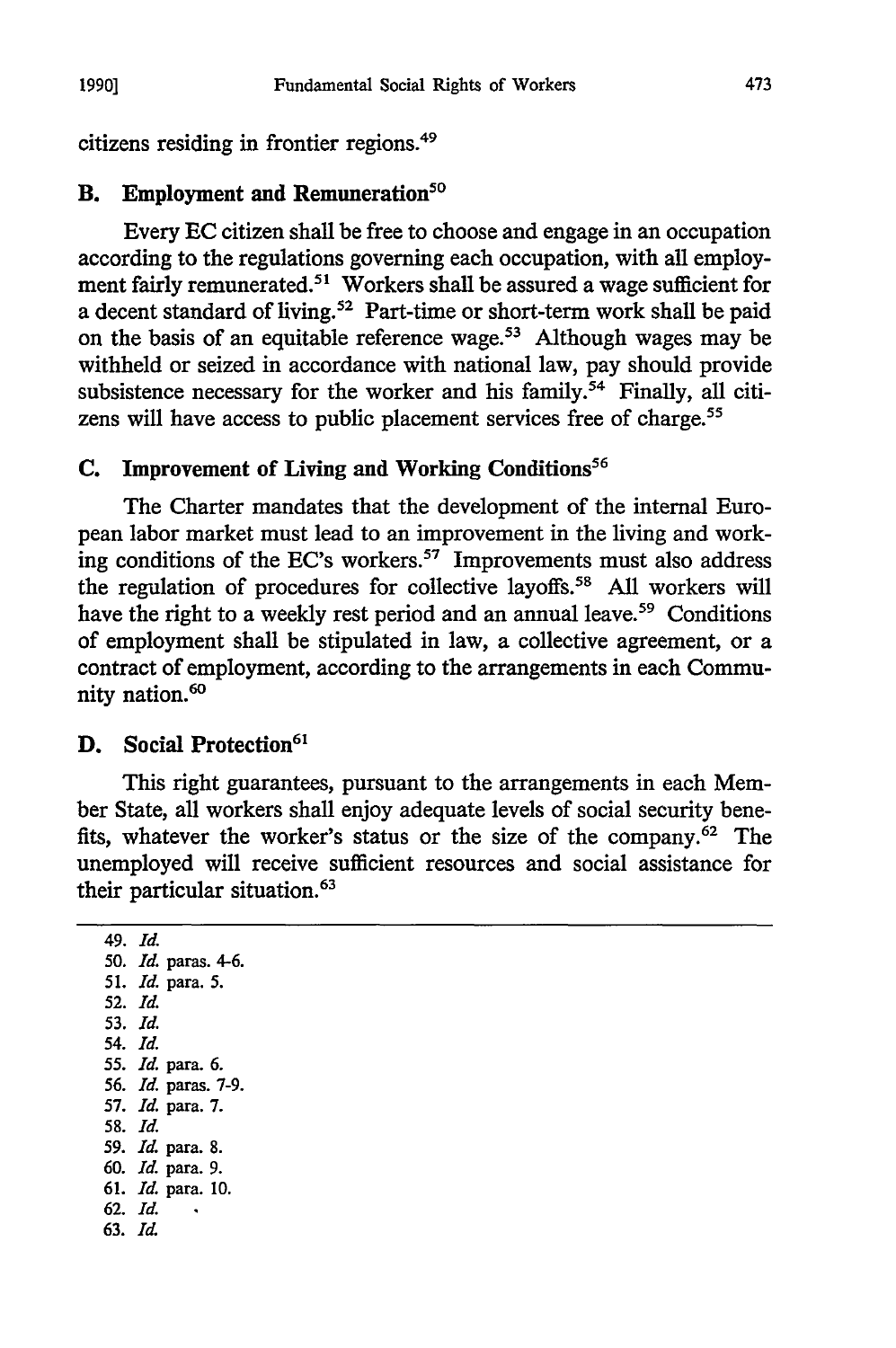citizens residing in frontier regions.[49]

## B. Employment and Remuneration[50]

Every EC citizen shall be free to choose and engage in an occupation according to the regulations governing each occupation, with all employment fairly remunerated.[51] Workers shall be assured a wage sufficient for a decent standard of living.[52] Part-time or short-term work shall be paid on the basis of an equitable reference wage.[53] Although wages may be withheld or seized in accordance with national law, pay should provide subsistence necessary for the worker and his family.[54] Finally, all citizens will have access to public placement services free of charge.[55]

## C. Improvement of Living and Working Conditions[56]

The Charter mandates that the development of the internal European labor market must lead to an improvement in the living and working conditions of the EC's workers.[57] Improvements must also address the regulation of procedures for collective layoffs.[58] All workers will have the right to a weekly rest period and an annual leave.[59] Conditions of employment shall be stipulated in law, a collective agreement, or a contract of employment, according to the arrangements in each Community nation.[60]

## D. Social Protection[61]

This right guarantees, pursuant to the arrangements in each Member State, all workers shall enjoy adequate levels of social security benefits, whatever the worker's status or the size of the company.[62] The unemployed will receive sufficient resources and social assistance for their particular situation.[63]

---

49. *Id.*
50. *Id.* paras. 4-6.
51. *Id.* para. 5.
52. *Id.*
53. *Id.*
54. *Id.*
55. *Id.* para. 6.
56. *Id.* paras. 7-9.
57. *Id.* para. 7.
58. *Id.*
59. *Id.* para. 8.
60. *Id.* para. 9.
61. *Id.* para. 10.
62. *Id.*
63. *Id.*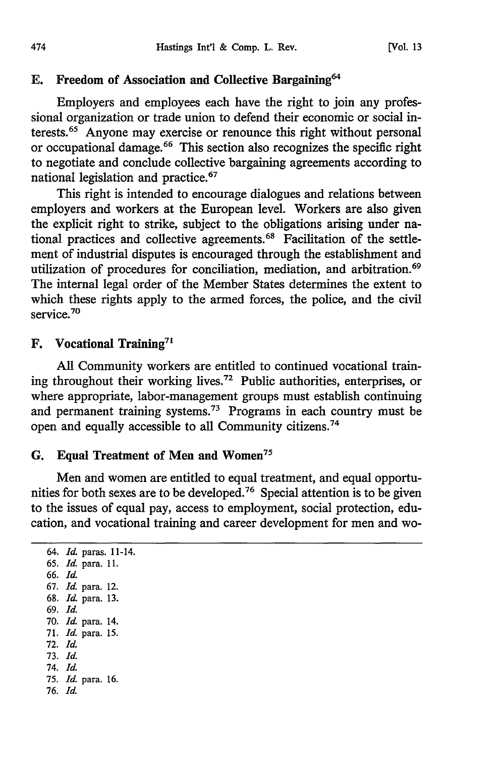### E. Freedom of Association and Collective Bargaining[64]

Employers and employees each have the right to join any professional organization or trade union to defend their economic or social interests.[65] Anyone may exercise or renounce this right without personal or occupational damage.[66] This section also recognizes the specific right to negotiate and conclude collective bargaining agreements according to national legislation and practice.[67]

This right is intended to encourage dialogues and relations between employers and workers at the European level. Workers are also given the explicit right to strike, subject to the obligations arising under national practices and collective agreements.[68] Facilitation of the settlement of industrial disputes is encouraged through the establishment and utilization of procedures for conciliation, mediation, and arbitration.[69] The internal legal order of the Member States determines the extent to which these rights apply to the armed forces, the police, and the civil service.[70]

### F. Vocational Training[71]

All Community workers are entitled to continued vocational training throughout their working lives.[72] Public authorities, enterprises, or where appropriate, labor-management groups must establish continuing and permanent training systems.[73] Programs in each country must be open and equally accessible to all Community citizens.[74]

### G. Equal Treatment of Men and Women[75]

Men and women are entitled to equal treatment, and equal opportunities for both sexes are to be developed.[76] Special attention is to be given to the issues of equal pay, access to employment, social protection, education, and vocational training and career development for men and wo-

---

64. *Id.* paras. 11-14.
65. *Id.* para. 11.
66. *Id.*
67. *Id.* para. 12.
68. *Id.* para. 13.
69. *Id.*
70. *Id.* para. 14.
71. *Id.* para. 15.
72. *Id.*
73. *Id.*
74. *Id.*
75. *Id.* para. 16.
76. *Id.*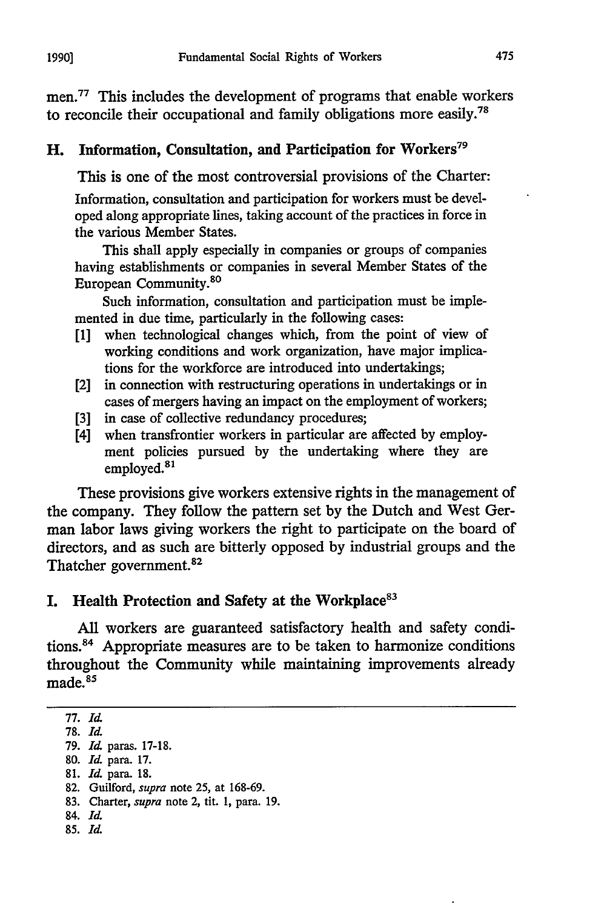men.[77] This includes the development of programs that enable workers to reconcile their occupational and family obligations more easily.[78]

### H. Information, Consultation, and Participation for Workers[79]

This is one of the most controversial provisions of the Charter:

> Information, consultation and participation for workers must be developed along appropriate lines, taking account of the practices in force in the various Member States.
>
> This shall apply especially in companies or groups of companies having establishments or companies in several Member States of the European Community.[80]
>
> Such information, consultation and participation must be implemented in due time, particularly in the following cases:
>
> [1] when technological changes which, from the point of view of working conditions and work organization, have major implications for the workforce are introduced into undertakings;
>
> [2] in connection with restructuring operations in undertakings or in cases of mergers having an impact on the employment of workers;
>
> [3] in case of collective redundancy procedures;
>
> [4] when transfrontier workers in particular are affected by employment policies pursued by the undertaking where they are employed.[81]

These provisions give workers extensive rights in the management of the company. They follow the pattern set by the Dutch and West German labor laws giving workers the right to participate on the board of directors, and as such are bitterly opposed by industrial groups and the Thatcher government.[82]

### I. Health Protection and Safety at the Workplace[83]

All workers are guaranteed satisfactory health and safety conditions.[84] Appropriate measures are to be taken to harmonize conditions throughout the Community while maintaining improvements already made.[85]

---

77. *Id.*
78. *Id.*
79. *Id.* paras. 17-18.
80. *Id.* para. 17.
81. *Id.* para. 18.
82. Guilford, *supra* note 25, at 168-69.
83. Charter, *supra* note 2, tit. 1, para. 19.
84. *Id.*
85. *Id.*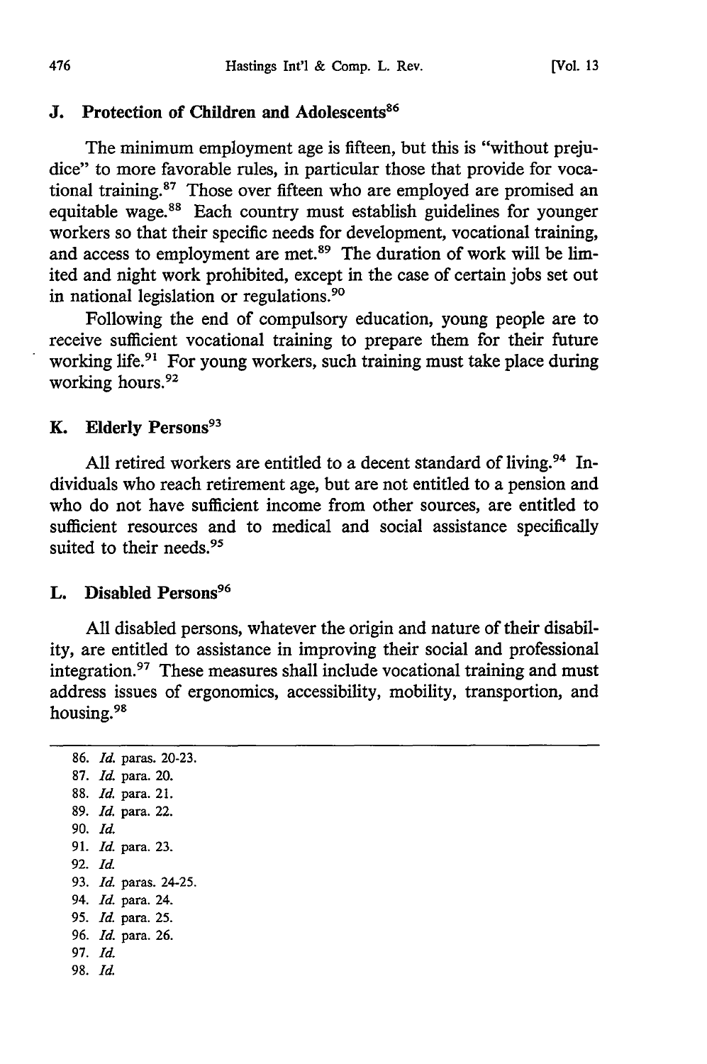### J. Protection of Children and Adolescents[86]

The minimum employment age is fifteen, but this is "without prejudice" to more favorable rules, in particular those that provide for vocational training.[87] Those over fifteen who are employed are promised an equitable wage.[88] Each country must establish guidelines for younger workers so that their specific needs for development, vocational training, and access to employment are met.[89] The duration of work will be limited and night work prohibited, except in the case of certain jobs set out in national legislation or regulations.[90]

Following the end of compulsory education, young people are to receive sufficient vocational training to prepare them for their future working life.[91] For young workers, such training must take place during working hours.[92]

### K. Elderly Persons[93]

All retired workers are entitled to a decent standard of living.[94] Individuals who reach retirement age, but are not entitled to a pension and who do not have sufficient income from other sources, are entitled to sufficient resources and to medical and social assistance specifically suited to their needs.[95]

### L. Disabled Persons[96]

All disabled persons, whatever the origin and nature of their disability, are entitled to assistance in improving their social and professional integration.[97] These measures shall include vocational training and must address issues of ergonomics, accessibility, mobility, transportion, and housing.[98]

---

86. *Id.* paras. 20-23.
87. *Id.* para. 20.
88. *Id.* para. 21.
89. *Id.* para. 22.
90. *Id.*
91. *Id.* para. 23.
92. *Id.*
93. *Id.* paras. 24-25.
94. *Id.* para. 24.
95. *Id.* para. 25.
96. *Id.* para. 26.
97. *Id.*
98. *Id.*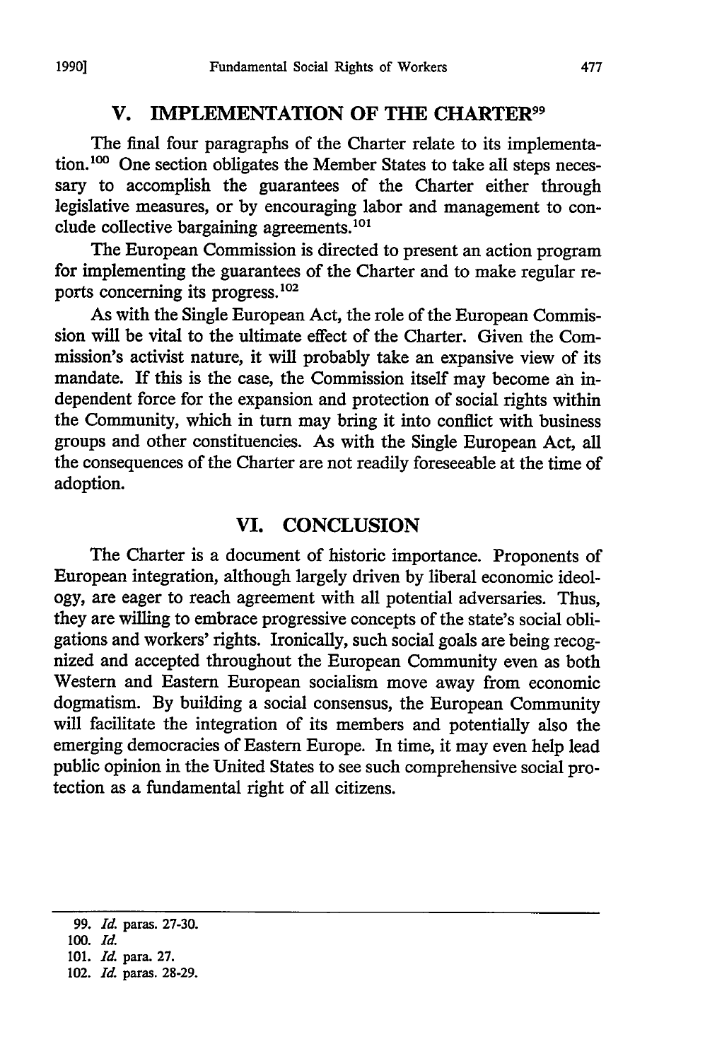## V. IMPLEMENTATION OF THE CHARTER[99]

The final four paragraphs of the Charter relate to its implementation.[100] One section obligates the Member States to take all steps necessary to accomplish the guarantees of the Charter either through legislative measures, or by encouraging labor and management to conclude collective bargaining agreements.[101]

The European Commission is directed to present an action program for implementing the guarantees of the Charter and to make regular reports concerning its progress.[102]

As with the Single European Act, the role of the European Commission will be vital to the ultimate effect of the Charter. Given the Commission's activist nature, it will probably take an expansive view of its mandate. If this is the case, the Commission itself may become an independent force for the expansion and protection of social rights within the Community, which in turn may bring it into conflict with business groups and other constituencies. As with the Single European Act, all the consequences of the Charter are not readily foreseeable at the time of adoption.

## VI. CONCLUSION

The Charter is a document of historic importance. Proponents of European integration, although largely driven by liberal economic ideology, are eager to reach agreement with all potential adversaries. Thus, they are willing to embrace progressive concepts of the state's social obligations and workers' rights. Ironically, such social goals are being recognized and accepted throughout the European Community even as both Western and Eastern European socialism move away from economic dogmatism. By building a social consensus, the European Community will facilitate the integration of its members and potentially also the emerging democracies of Eastern Europe. In time, it may even help lead public opinion in the United States to see such comprehensive social protection as a fundamental right of all citizens.

---

99. *Id.* paras. 27-30.
100. *Id.*
101. *Id.* para. 27.
102. *Id.* paras. 28-29.